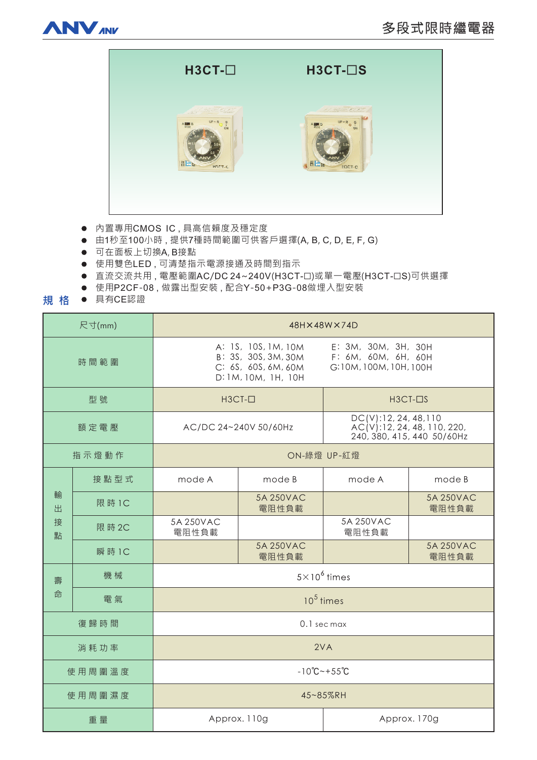# 多段式限時繼電器

H3CT-☐　　H3CT-☐S

- 內置專用CMOS IC，具高信賴度及穩定度
- 由1秒至100小時，提供7種時間範圍可供客戶選擇(A, B, C, D, E, F, G)
- 可在面板上切換A, B接點
- 使用雙色LED，可清楚指示電源接通及時間到指示
- 直流交流共用，電壓範圍AC/DC 24~240V(H3CT-☐)或單一電壓(H3CT-☐S)可供選擇
- 使用P2CF-08，做露出型安裝，配合Y-50+P3G-08做埋入型安裝
- 具有CE認證

## 規 格

| 尺寸(mm) | | 48H×48W×74D | | | |
|---|---|---|---|---|---|
| 時 間 範 圍 | | A: 1S, 10S, 1M, 10M<br>B: 3S, 30S, 3M, 30M<br>C: 6S, 60S, 6M, 60M<br>D: 1M, 10M, 1H, 10H | | E: 3M, 30M, 3H, 30H<br>F: 6M, 60M, 6H, 60H<br>G: 10M, 100M, 10H, 100H | |
| 型 號 | | H3CT-☐ | | H3CT-☐S | |
| 額 定 電 壓 | | AC/DC 24~240V 50/60Hz | | DC(V):12, 24, 48, 110<br>AC(V):12, 24, 48, 110, 220, 240, 380, 415, 440 50/60Hz | |
| 指 示 燈 動 作 | | ON-綠燈 UP-紅燈 | | | |
| 輸出接點 | 接 點 型 式 | mode A | mode B | mode A | mode B |
| | 限 時 1C | | 5A 250VAC 電阻性負載 | | 5A 250VAC 電阻性負載 |
| | 限 時 2C | 5A 250VAC 電阻性負載 | | 5A 250VAC 電阻性負載 | |
| | 瞬 時 1C | | 5A 250VAC 電阻性負載 | | 5A 250VAC 電阻性負載 |
| 壽命 | 機 械 | $5\times10^6$ times | | | |
| | 電 氣 | $10^5$ times | | | |
| 復 歸 時 間 | | 0.1 sec max | | | |
| 消 耗 功 率 | | 2VA | | | |
| 使 用 周 圍 溫 度 | | -10℃~+55℃ | | | |
| 使 用 周 圍 濕 度 | | 45~85%RH | | | |
| 重 量 | | Approx. 110g | | Approx. 170g | |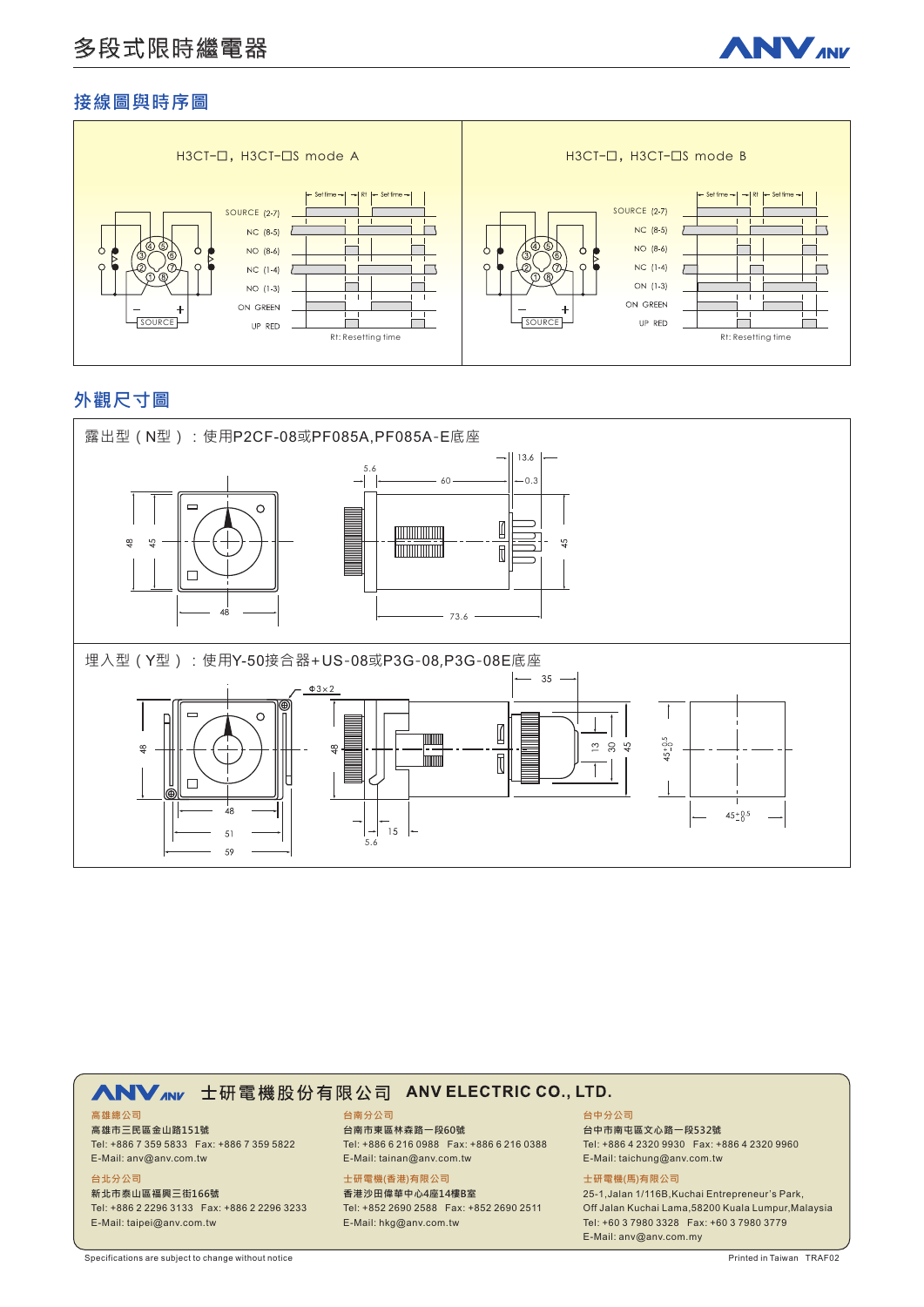## 接線圖與時序圖

H3CT-□, H3CT-□S mode A

SOURCE (2-7)
NC (8-5)
NO (8-6)
NC (1-4)
NO (1-3)
ON GREEN
UP RED
Set time
Rt
Set time
SOURCE
Rt: Resetting time

H3CT-□, H3CT-□S mode B

SOURCE (2-7)
NC (8-5)
NO (8-6)
NC (1-4)
ON (1-3)
ON GREEN
UP RED
Set time
Rt
Set time
SOURCE
Rt: Resetting time

## 外觀尺寸圖

露出型（N型）：使用P2CF-08或PF085A,PF085A-E底座

48
45
48
5.6
60
13.6
0.3
45
73.6

埋入型（Y型）：使用Y-50接合器+US-08或P3G-08,P3G-08E底座

Φ3×2
48
48
51
59
35
48
13
30
45
15
5.6
$45^{+0.5}_{-0}$
$45^{+0.5}_{-0}$

---

**ANV 士研電機股份有限公司 ANV ELECTRIC CO., LTD.**

**高雄總公司**
高雄市三民區金山路151號
Tel: +886 7 359 5833 Fax: +886 7 359 5822
E-Mail: anv@anv.com.tw

**台南分公司**
台南市東區林森路一段60號
Tel: +886 6 216 0988 Fax: +886 6 216 0388
E-Mail: tainan@anv.com.tw

**台中分公司**
台中市南屯區文心路一段532號
Tel: +886 4 2320 9930 Fax: +886 4 2320 9960
E-Mail: taichung@anv.com.tw

**台北分公司**
新北市泰山區福興三街166號
Tel: +886 2 2296 3133 Fax: +886 2 2296 3233
E-Mail: taipei@anv.com.tw

**士研電機(香港)有限公司**
香港沙田偉華中心4座14樓B室
Tel: +852 2690 2588 Fax: +852 2690 2511
E-Mail: hkg@anv.com.tw

**士研電機(馬)有限公司**
25-1,Jalan 1/116B,Kuchai Entrepreneur's Park,
Off Jalan Kuchai Lama,58200 Kuala Lumpur,Malaysia
Tel: +60 3 7980 3328 Fax: +60 3 7980 3779
E-Mail: anv@anv.com.my

Specifications are subject to change without notice

Printed in Taiwan TRAF02